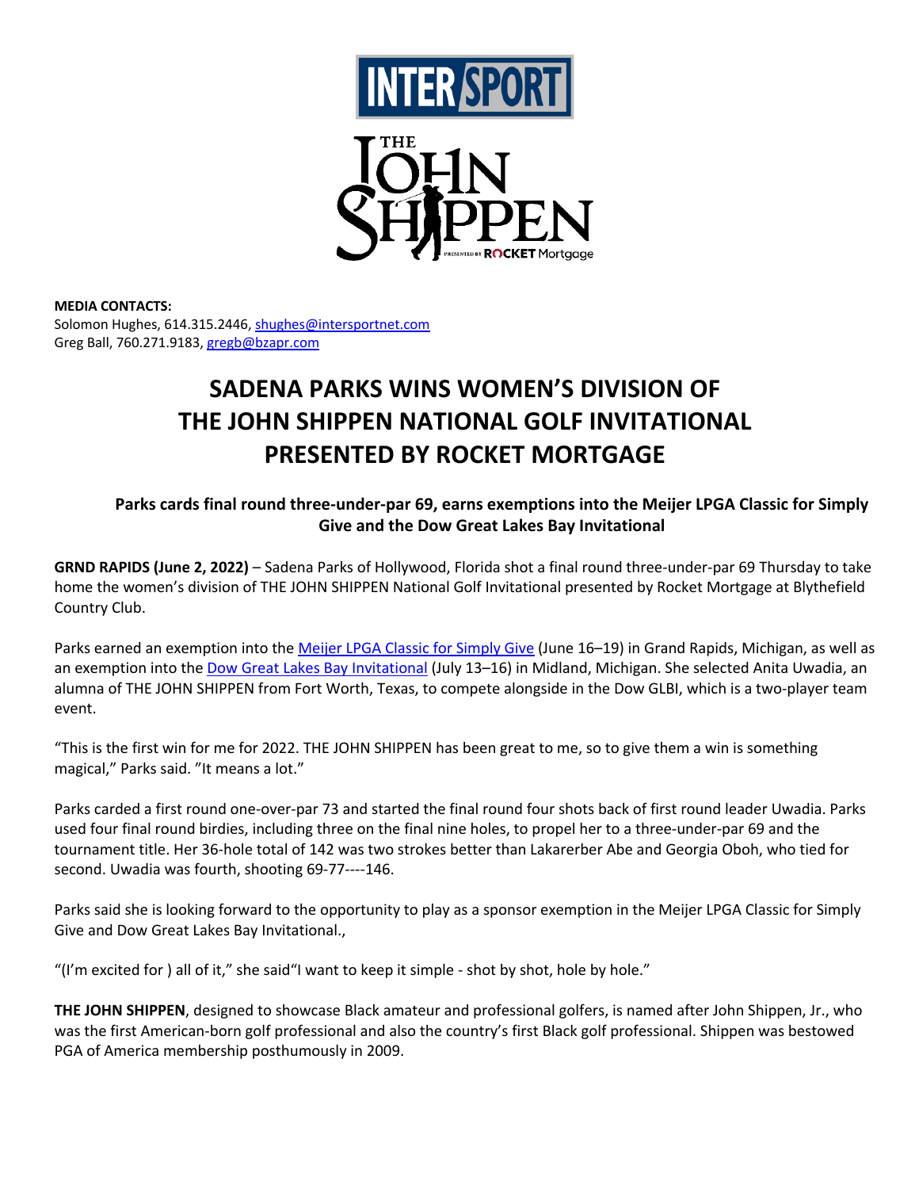**MEDIA CONTACTS:**
Solomon Hughes, 614.315.2446, shughes@intersportnet.com
Greg Ball, 760.271.9183, gregb@bzapr.com

# SADENA PARKS WINS WOMEN'S DIVISION OF THE JOHN SHIPPEN NATIONAL GOLF INVITATIONAL PRESENTED BY ROCKET MORTGAGE

### Parks cards final round three-under-par 69, earns exemptions into the Meijer LPGA Classic for Simply Give and the Dow Great Lakes Bay Invitational

**GRND RAPIDS (June 2, 2022)** – Sadena Parks of Hollywood, Florida shot a final round three-under-par 69 Thursday to take home the women's division of THE JOHN SHIPPEN National Golf Invitational presented by Rocket Mortgage at Blythefield Country Club.

Parks earned an exemption into the Meijer LPGA Classic for Simply Give (June 16–19) in Grand Rapids, Michigan, as well as an exemption into the Dow Great Lakes Bay Invitational (July 13–16) in Midland, Michigan. She selected Anita Uwadia, an alumna of THE JOHN SHIPPEN from Fort Worth, Texas, to compete alongside in the Dow GLBI, which is a two-player team event.

"This is the first win for me for 2022. THE JOHN SHIPPEN has been great to me, so to give them a win is something magical," Parks said. "It means a lot."

Parks carded a first round one-over-par 73 and started the final round four shots back of first round leader Uwadia. Parks used four final round birdies, including three on the final nine holes, to propel her to a three-under-par 69 and the tournament title. Her 36-hole total of 142 was two strokes better than Lakarerber Abe and Georgia Oboh, who tied for second. Uwadia was fourth, shooting 69-77----146.

Parks said she is looking forward to the opportunity to play as a sponsor exemption in the Meijer LPGA Classic for Simply Give and Dow Great Lakes Bay Invitational.,

"(I'm excited for ) all of it," she said"I want to keep it simple - shot by shot, hole by hole."

**THE JOHN SHIPPEN**, designed to showcase Black amateur and professional golfers, is named after John Shippen, Jr., who was the first American-born golf professional and also the country's first Black golf professional. Shippen was bestowed PGA of America membership posthumously in 2009.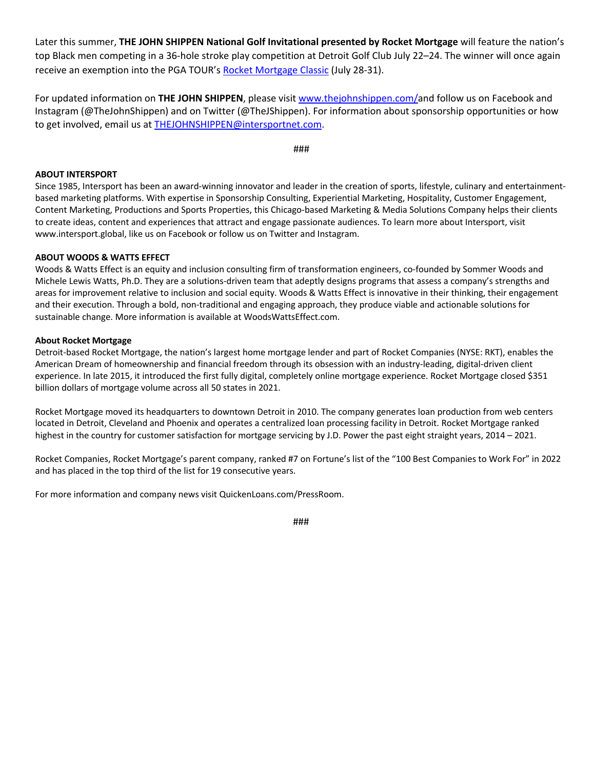Later this summer, **THE JOHN SHIPPEN National Golf Invitational presented by Rocket Mortgage** will feature the nation's top Black men competing in a 36-hole stroke play competition at Detroit Golf Club July 22–24. The winner will once again receive an exemption into the PGA TOUR's Rocket Mortgage Classic (July 28-31).

For updated information on **THE JOHN SHIPPEN**, please visit www.thejohnshippen.com/and follow us on Facebook and Instagram (@TheJohnShippen) and on Twitter (@TheJShippen). For information about sponsorship opportunities or how to get involved, email us at THEJOHNSHIPPEN@intersportnet.com.

###

**ABOUT INTERSPORT**

Since 1985, Intersport has been an award-winning innovator and leader in the creation of sports, lifestyle, culinary and entertainment-based marketing platforms. With expertise in Sponsorship Consulting, Experiential Marketing, Hospitality, Customer Engagement, Content Marketing, Productions and Sports Properties, this Chicago-based Marketing & Media Solutions Company helps their clients to create ideas, content and experiences that attract and engage passionate audiences. To learn more about Intersport, visit www.intersport.global, like us on Facebook or follow us on Twitter and Instagram.

**ABOUT WOODS & WATTS EFFECT**

Woods & Watts Effect is an equity and inclusion consulting firm of transformation engineers, co-founded by Sommer Woods and Michele Lewis Watts, Ph.D. They are a solutions-driven team that adeptly designs programs that assess a company's strengths and areas for improvement relative to inclusion and social equity. Woods & Watts Effect is innovative in their thinking, their engagement and their execution. Through a bold, non-traditional and engaging approach, they produce viable and actionable solutions for sustainable change. More information is available at WoodsWattsEffect.com.

**About Rocket Mortgage**

Detroit-based Rocket Mortgage, the nation's largest home mortgage lender and part of Rocket Companies (NYSE: RKT), enables the American Dream of homeownership and financial freedom through its obsession with an industry-leading, digital-driven client experience. In late 2015, it introduced the first fully digital, completely online mortgage experience. Rocket Mortgage closed $351 billion dollars of mortgage volume across all 50 states in 2021.

Rocket Mortgage moved its headquarters to downtown Detroit in 2010. The company generates loan production from web centers located in Detroit, Cleveland and Phoenix and operates a centralized loan processing facility in Detroit. Rocket Mortgage ranked highest in the country for customer satisfaction for mortgage servicing by J.D. Power the past eight straight years, 2014 – 2021.

Rocket Companies, Rocket Mortgage's parent company, ranked #7 on Fortune's list of the "100 Best Companies to Work For" in 2022 and has placed in the top third of the list for 19 consecutive years.

For more information and company news visit QuickenLoans.com/PressRoom.

###